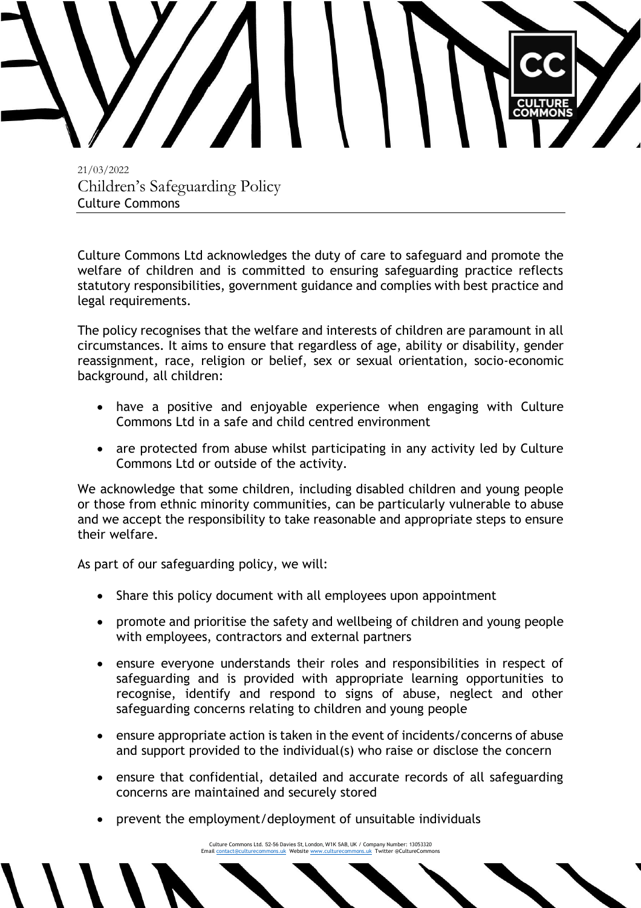21/03/2022

# Children's Safeguarding Policy

Culture Commons

Culture Commons Ltd acknowledges the duty of care to safeguard and promote the welfare of children and is committed to ensuring safeguarding practice reflects statutory responsibilities, government guidance and complies with best practice and legal requirements.

The policy recognises that the welfare and interests of children are paramount in all circumstances. It aims to ensure that regardless of age, ability or disability, gender reassignment, race, religion or belief, sex or sexual orientation, socio-economic background, all children:

- have a positive and enjoyable experience when engaging with Culture Commons Ltd in a safe and child centred environment
- are protected from abuse whilst participating in any activity led by Culture Commons Ltd or outside of the activity.

We acknowledge that some children, including disabled children and young people or those from ethnic minority communities, can be particularly vulnerable to abuse and we accept the responsibility to take reasonable and appropriate steps to ensure their welfare.

As part of our safeguarding policy, we will:

- Share this policy document with all employees upon appointment
- promote and prioritise the safety and wellbeing of children and young people with employees, contractors and external partners
- ensure everyone understands their roles and responsibilities in respect of safeguarding and is provided with appropriate learning opportunities to recognise, identify and respond to signs of abuse, neglect and other safeguarding concerns relating to children and young people
- ensure appropriate action is taken in the event of incidents/concerns of abuse and support provided to the individual(s) who raise or disclose the concern
- ensure that confidential, detailed and accurate records of all safeguarding concerns are maintained and securely stored
- prevent the employment/deployment of unsuitable individuals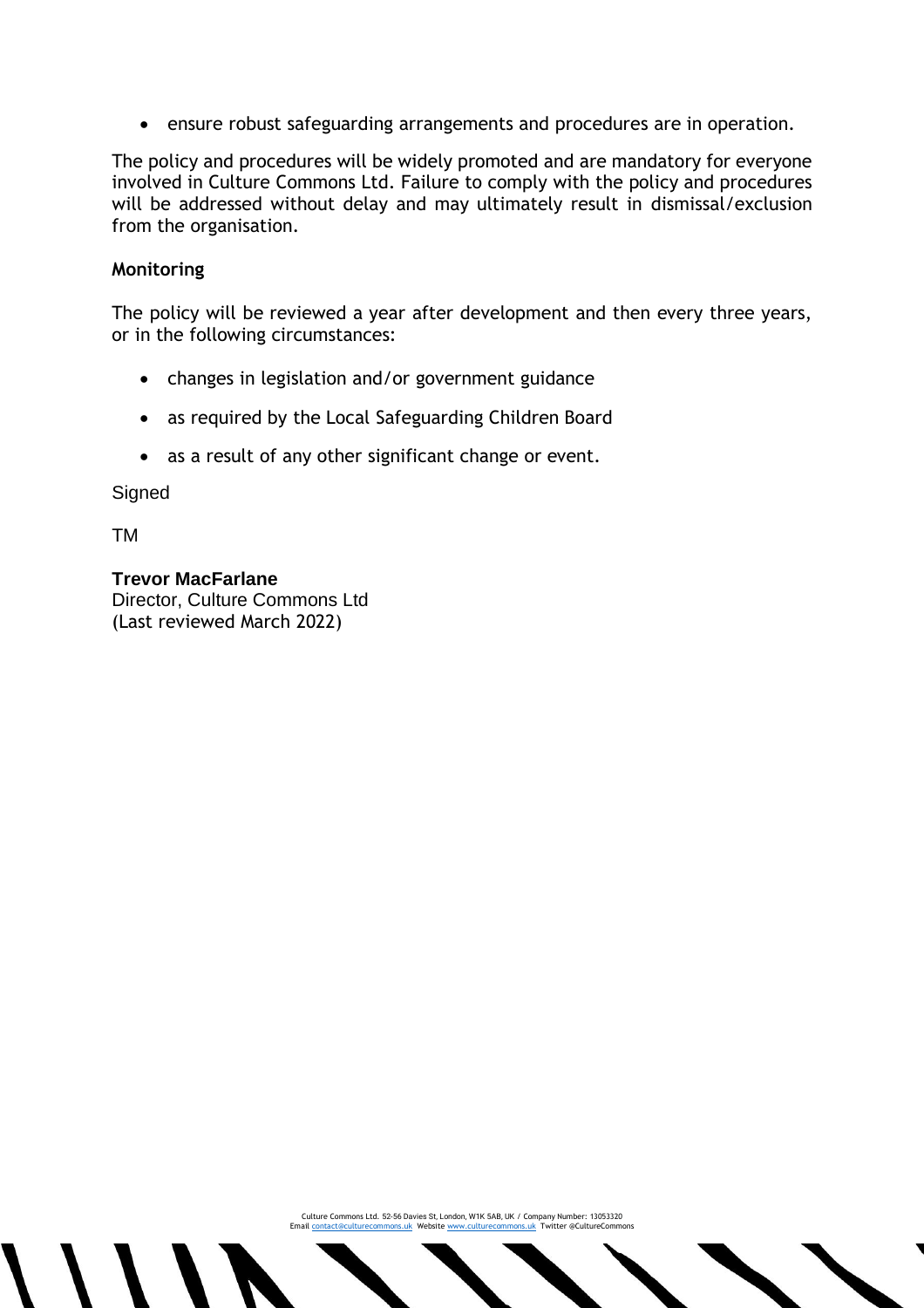- ensure robust safeguarding arrangements and procedures are in operation.

The policy and procedures will be widely promoted and are mandatory for everyone involved in Culture Commons Ltd. Failure to comply with the policy and procedures will be addressed without delay and may ultimately result in dismissal/exclusion from the organisation.

**Monitoring**

The policy will be reviewed a year after development and then every three years, or in the following circumstances:

- changes in legislation and/or government guidance
- as required by the Local Safeguarding Children Board
- as a result of any other significant change or event.

Signed

TM

**Trevor MacFarlane**
Director, Culture Commons Ltd
(Last reviewed March 2022)

Culture Commons Ltd. 52-56 Davies St, London, W1K 5AB, UK / Company Number: 13053320
Email contact@culturecommons.uk Website www.culturecommons.uk Twitter @CultureCommons